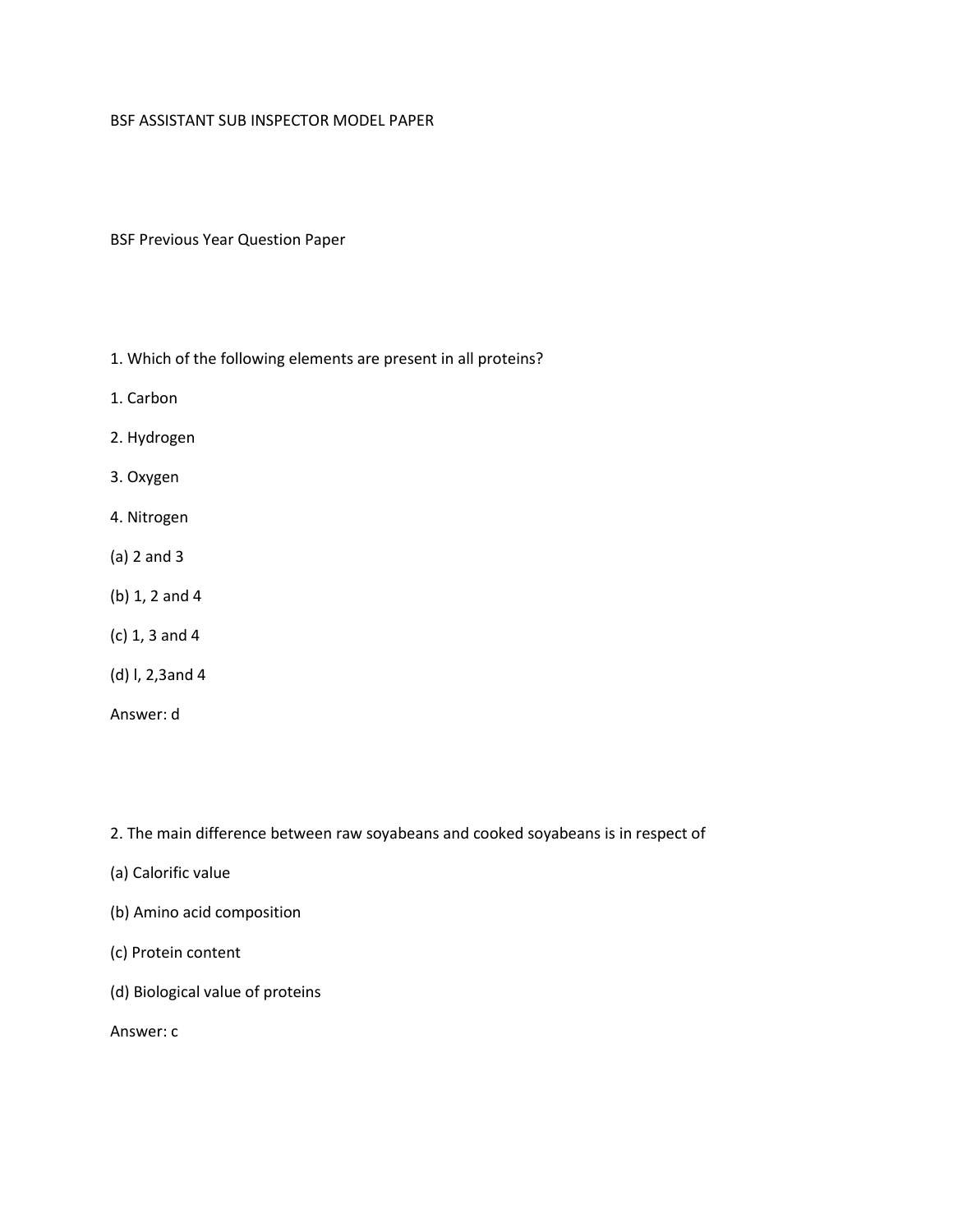# BSF ASSISTANT SUB INSPECTOR MODEL PAPER

## BSF Previous Year Question Paper

1. Which of the following elements are present in all proteins?

1. Carbon

2. Hydrogen

3. Oxygen

4. Nitrogen

(a) 2 and 3

(b) 1, 2 and 4

(c) 1, 3 and 4

(d) l, 2,3and 4

Answer: d

2. The main difference between raw soyabeans and cooked soyabeans is in respect of

(a) Calorific value

(b) Amino acid composition

(c) Protein content

(d) Biological value of proteins

Answer: c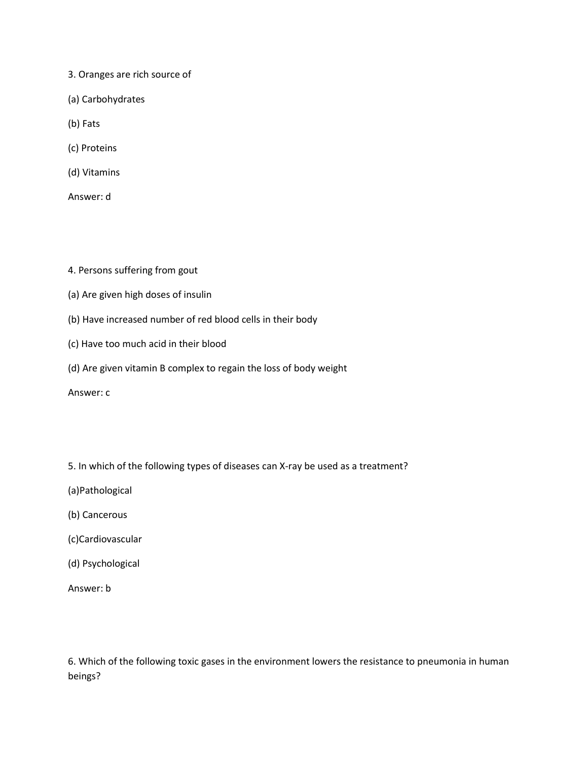3. Oranges are rich source of

(a) Carbohydrates

(b) Fats

(c) Proteins

(d) Vitamins

Answer: d

4. Persons suffering from gout

(a) Are given high doses of insulin

(b) Have increased number of red blood cells in their body

(c) Have too much acid in their blood

(d) Are given vitamin B complex to regain the loss of body weight

Answer: c

5. In which of the following types of diseases can X-ray be used as a treatment?

(a)Pathological

(b) Cancerous

(c)Cardiovascular

(d) Psychological

Answer: b

6. Which of the following toxic gases in the environment lowers the resistance to pneumonia in human beings?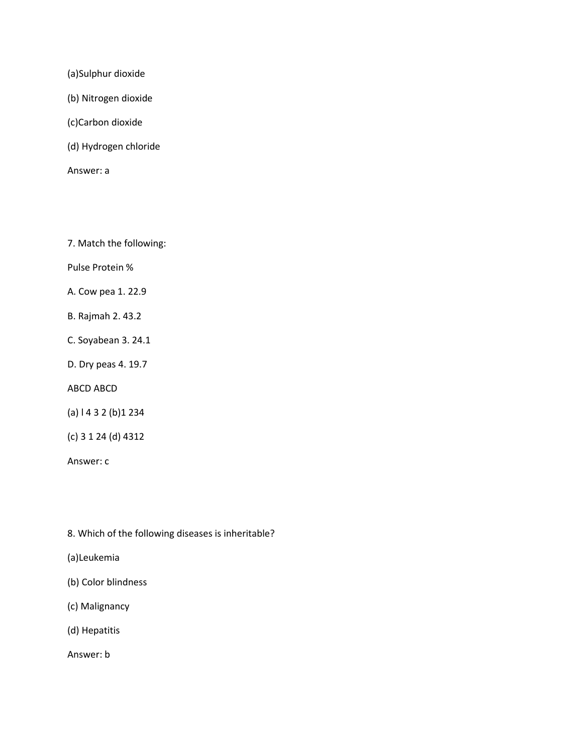(a)Sulphur dioxide

(b) Nitrogen dioxide

(c)Carbon dioxide

(d) Hydrogen chloride

Answer: a

7. Match the following:

Pulse Protein %

A. Cow pea 1. 22.9

B. Rajmah 2. 43.2

C. Soyabean 3. 24.1

D. Dry peas 4. 19.7

ABCD ABCD

(a) l 4 3 2 (b)1 234

(c) 3 1 24 (d) 4312

Answer: c

8. Which of the following diseases is inheritable?

(a)Leukemia

(b) Color blindness

(c) Malignancy

(d) Hepatitis

Answer: b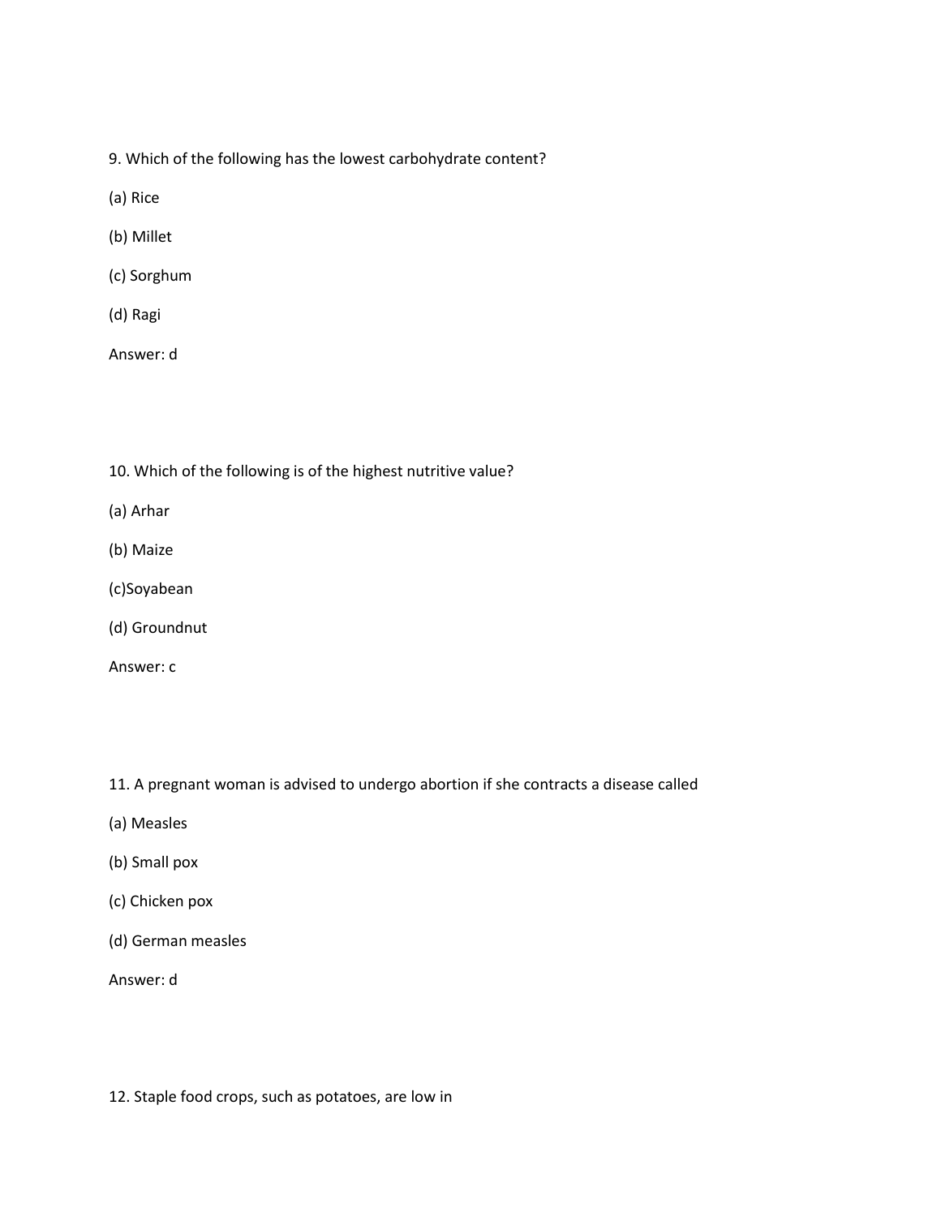9. Which of the following has the lowest carbohydrate content?

(a) Rice

(b) Millet

(c) Sorghum

(d) Ragi

Answer: d

10. Which of the following is of the highest nutritive value?

(a) Arhar

(b) Maize

(c)Soyabean

(d) Groundnut

Answer: c

11. A pregnant woman is advised to undergo abortion if she contracts a disease called

(a) Measles

(b) Small pox

(c) Chicken pox

(d) German measles

Answer: d

12. Staple food crops, such as potatoes, are low in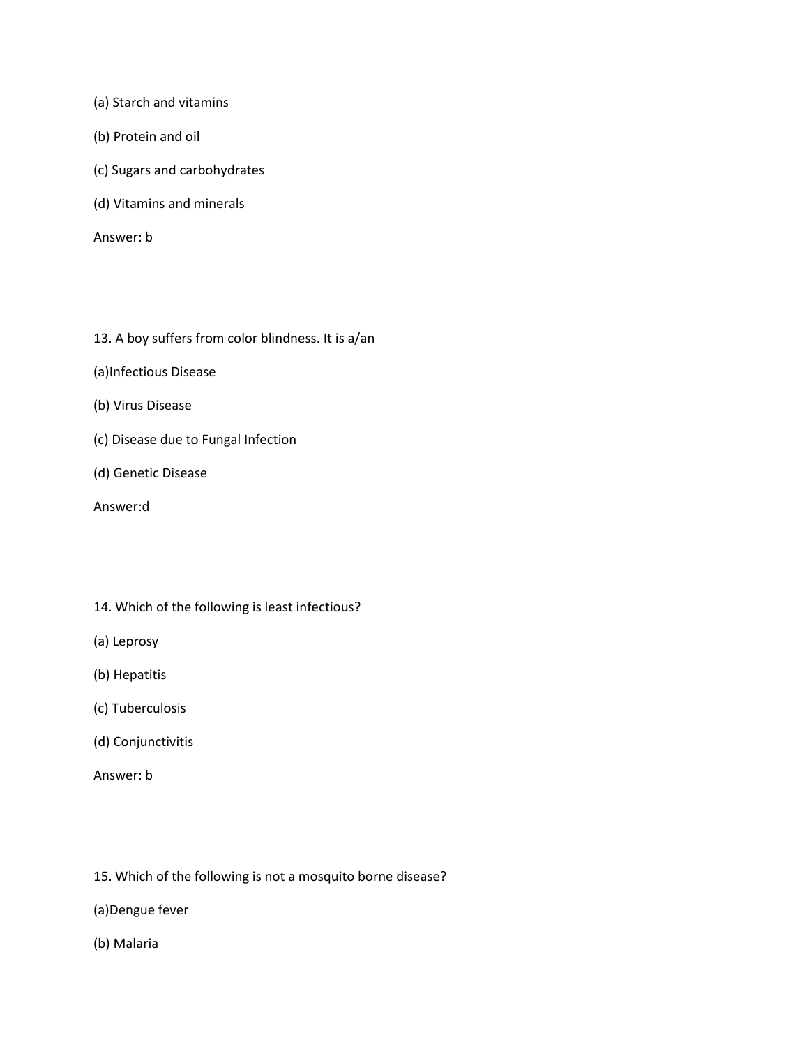(a) Starch and vitamins

(b) Protein and oil

(c) Sugars and carbohydrates

(d) Vitamins and minerals

Answer: b

13. A boy suffers from color blindness. It is a/an

(a)Infectious Disease

(b) Virus Disease

(c) Disease due to Fungal Infection

(d) Genetic Disease

Answer:d

14. Which of the following is least infectious?

(a) Leprosy

(b) Hepatitis

(c) Tuberculosis

(d) Conjunctivitis

Answer: b

15. Which of the following is not a mosquito borne disease?

(a)Dengue fever

(b) Malaria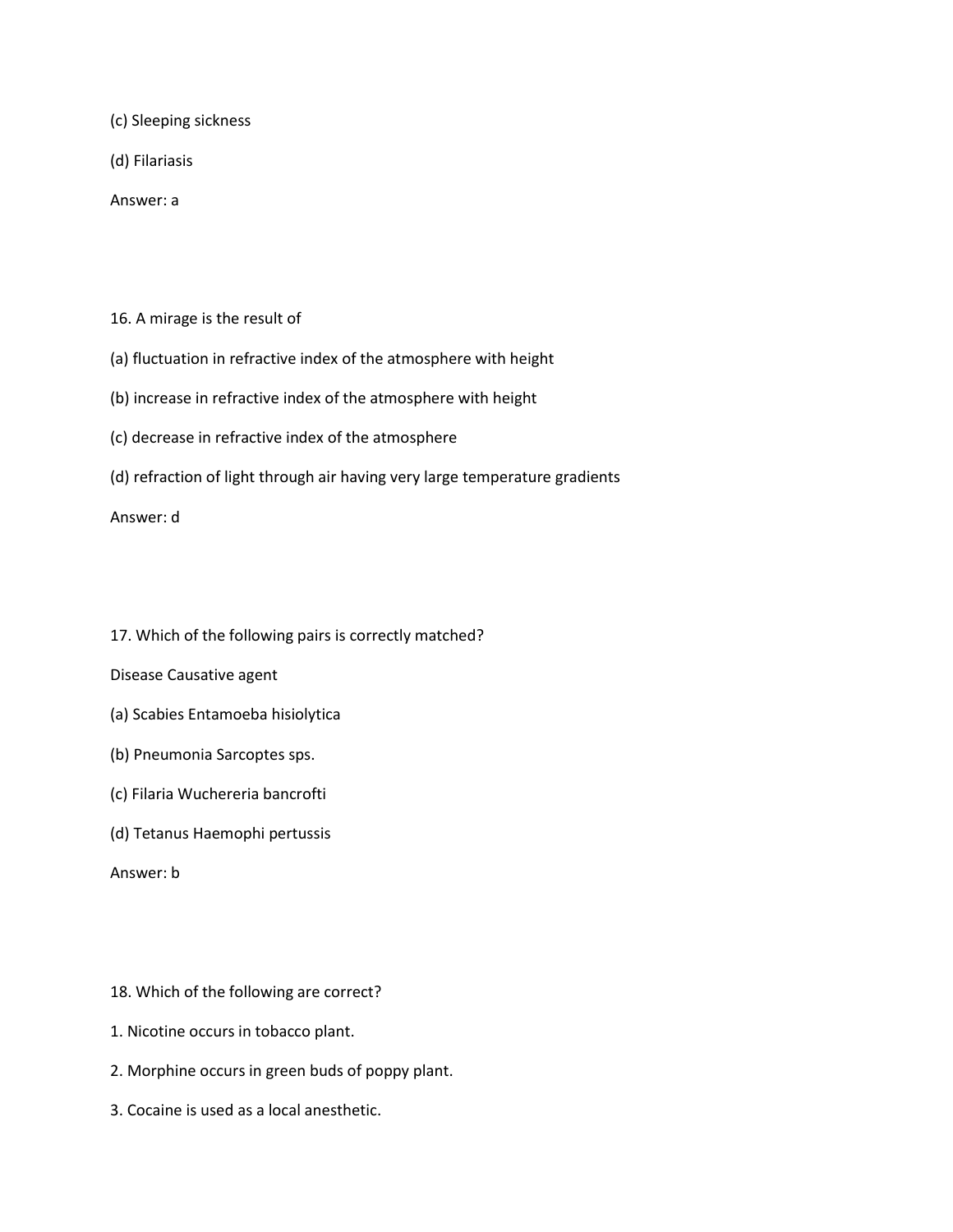(c) Sleeping sickness

(d) Filariasis

Answer: a

16. A mirage is the result of

(a) fluctuation in refractive index of the atmosphere with height

(b) increase in refractive index of the atmosphere with height

(c) decrease in refractive index of the atmosphere

(d) refraction of light through air having very large temperature gradients

Answer: d

17. Which of the following pairs is correctly matched?

Disease Causative agent

(a) Scabies Entamoeba hisiolytica

(b) Pneumonia Sarcoptes sps.

(c) Filaria Wuchereria bancrofti

(d) Tetanus Haemophi pertussis

Answer: b

18. Which of the following are correct?

1. Nicotine occurs in tobacco plant.

2. Morphine occurs in green buds of poppy plant.

3. Cocaine is used as a local anesthetic.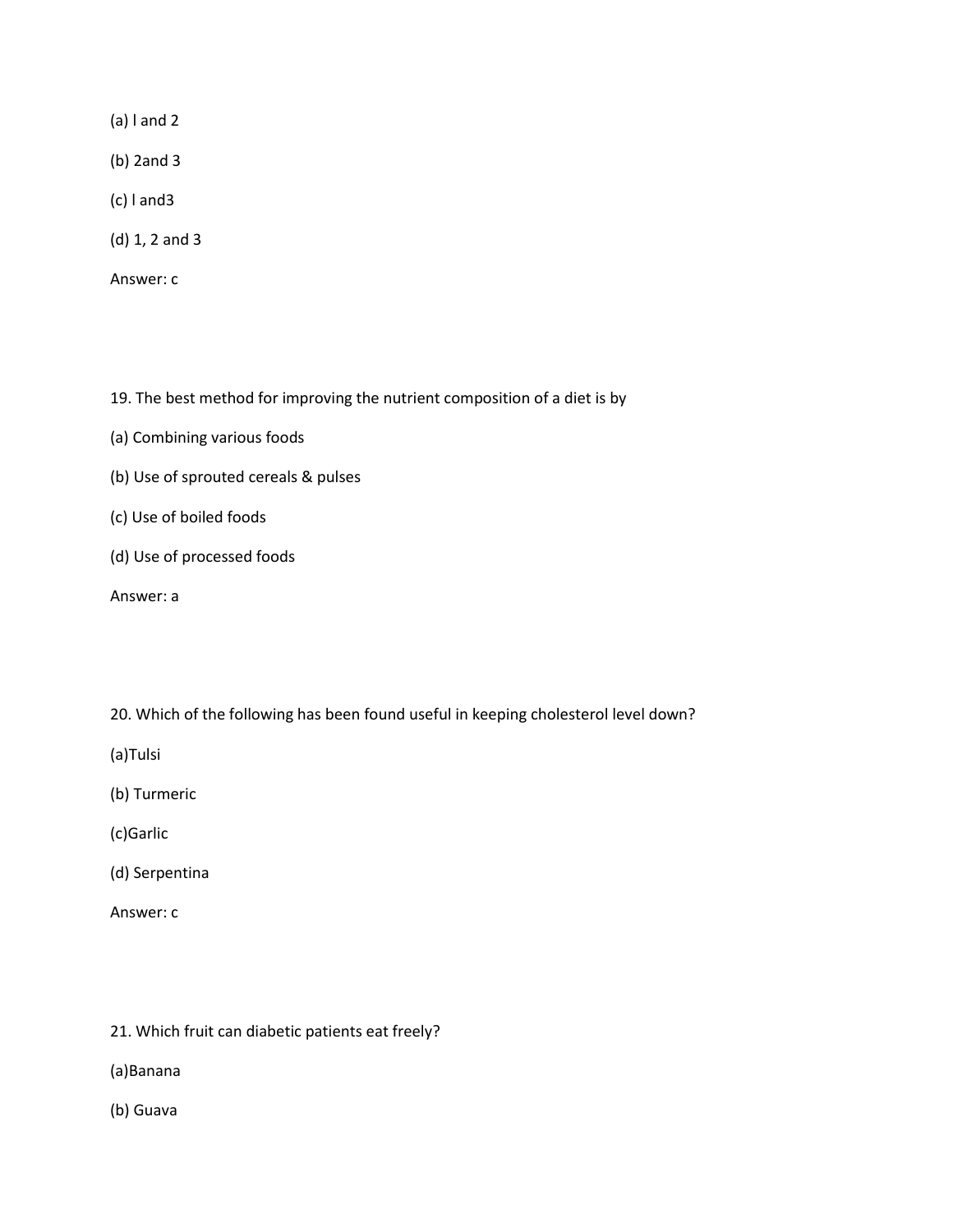(a) l and 2

(b) 2and 3

(c) l and3

(d) 1, 2 and 3

Answer: c

19. The best method for improving the nutrient composition of a diet is by

(a) Combining various foods

(b) Use of sprouted cereals & pulses

(c) Use of boiled foods

(d) Use of processed foods

Answer: a

20. Which of the following has been found useful in keeping cholesterol level down?

(a)Tulsi

(b) Turmeric

(c)Garlic

(d) Serpentina

Answer: c

21. Which fruit can diabetic patients eat freely?

(a)Banana

(b) Guava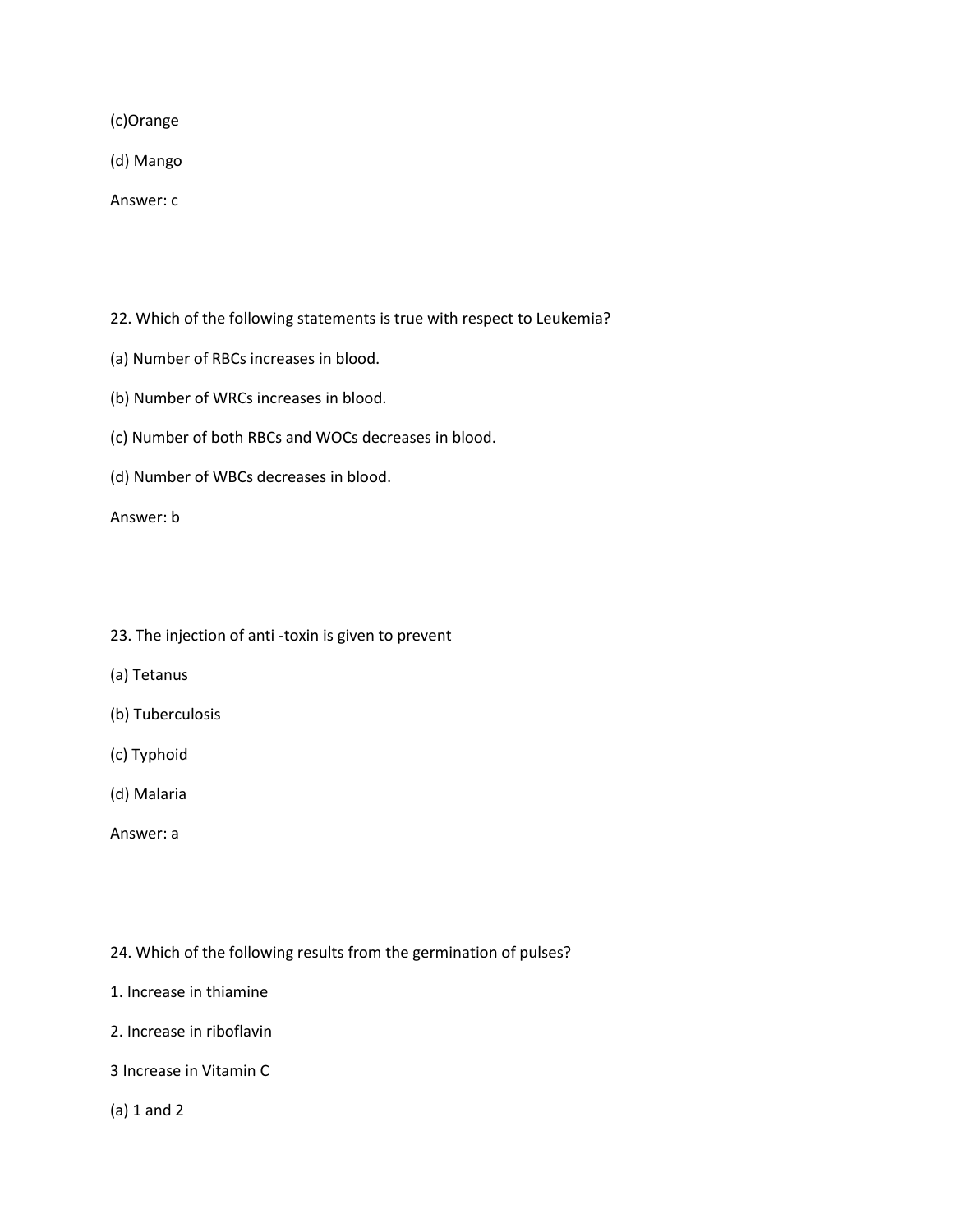(c)Orange

(d) Mango

Answer: c

22. Which of the following statements is true with respect to Leukemia?

(a) Number of RBCs increases in blood.

(b) Number of WRCs increases in blood.

(c) Number of both RBCs and WOCs decreases in blood.

(d) Number of WBCs decreases in blood.

Answer: b

23. The injection of anti -toxin is given to prevent

(a) Tetanus

(b) Tuberculosis

(c) Typhoid

(d) Malaria

Answer: a

24. Which of the following results from the germination of pulses?

1. Increase in thiamine

2. Increase in riboflavin

3 Increase in Vitamin C

(a) 1 and 2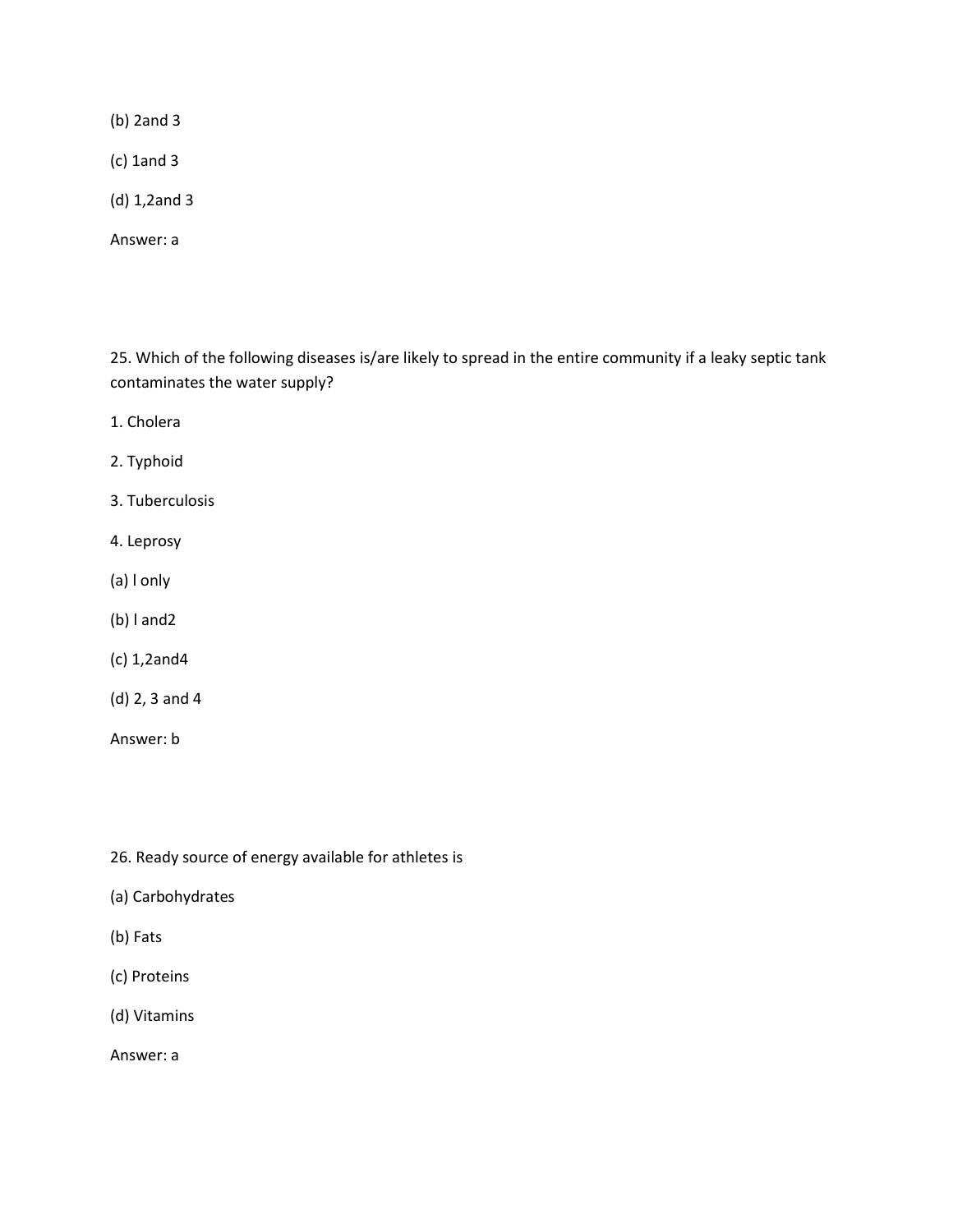(b) 2and 3

(c) 1and 3

(d) 1,2and 3

Answer: a

25. Which of the following diseases is/are likely to spread in the entire community if a leaky septic tank contaminates the water supply?

1. Cholera

2. Typhoid

3. Tuberculosis

4. Leprosy

(a) l only

(b) l and2

(c) 1,2and4

(d) 2, 3 and 4

Answer: b

26. Ready source of energy available for athletes is

(a) Carbohydrates

(b) Fats

(c) Proteins

(d) Vitamins

Answer: a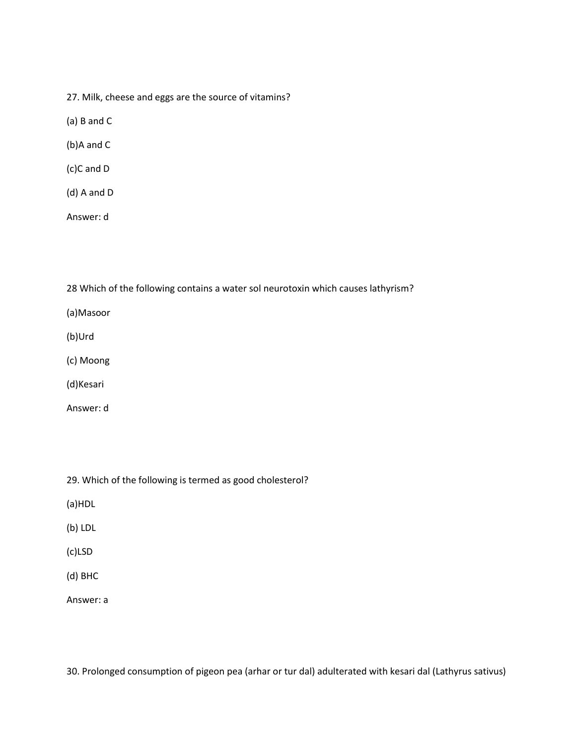27. Milk, cheese and eggs are the source of vitamins?

(a) B and C

(b)A and C

(c)C and D

(d) A and D

Answer: d

28 Which of the following contains a water sol neurotoxin which causes lathyrism?

(a)Masoor

(b)Urd

(c) Moong

(d)Kesari

Answer: d

29. Which of the following is termed as good cholesterol?

(a)HDL

(b) LDL

(c)LSD

(d) BHC

Answer: a

30. Prolonged consumption of pigeon pea (arhar or tur dal) adulterated with kesari dal (Lathyrus sativus)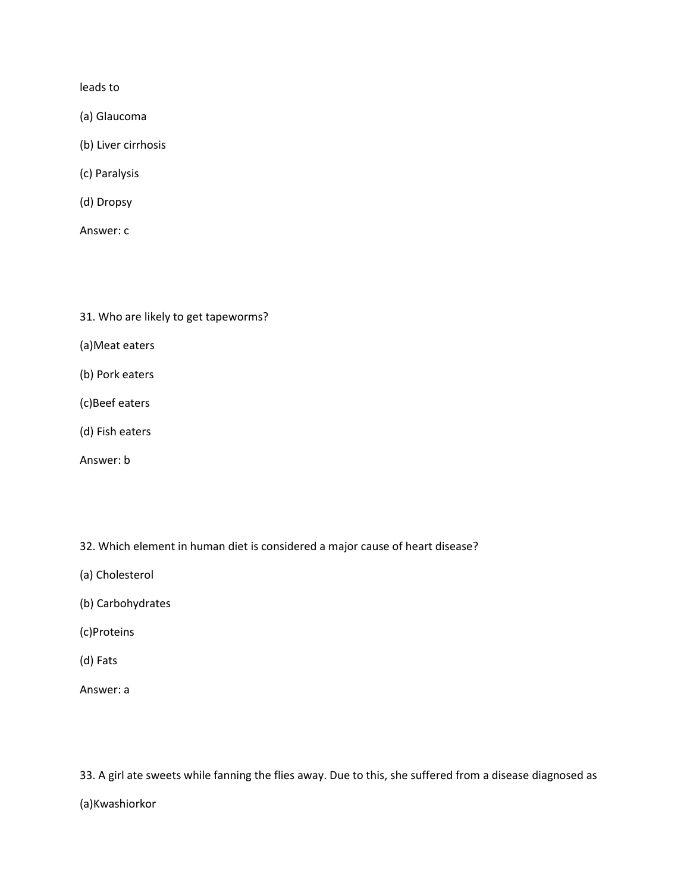leads to

(a) Glaucoma

(b) Liver cirrhosis

(c) Paralysis

(d) Dropsy

Answer: c

31. Who are likely to get tapeworms?

(a)Meat eaters

(b) Pork eaters

(c)Beef eaters

(d) Fish eaters

Answer: b

32. Which element in human diet is considered a major cause of heart disease?

(a) Cholesterol

(b) Carbohydrates

(c)Proteins

(d) Fats

Answer: a

33. A girl ate sweets while fanning the flies away. Due to this, she suffered from a disease diagnosed as

(a)Kwashiorkor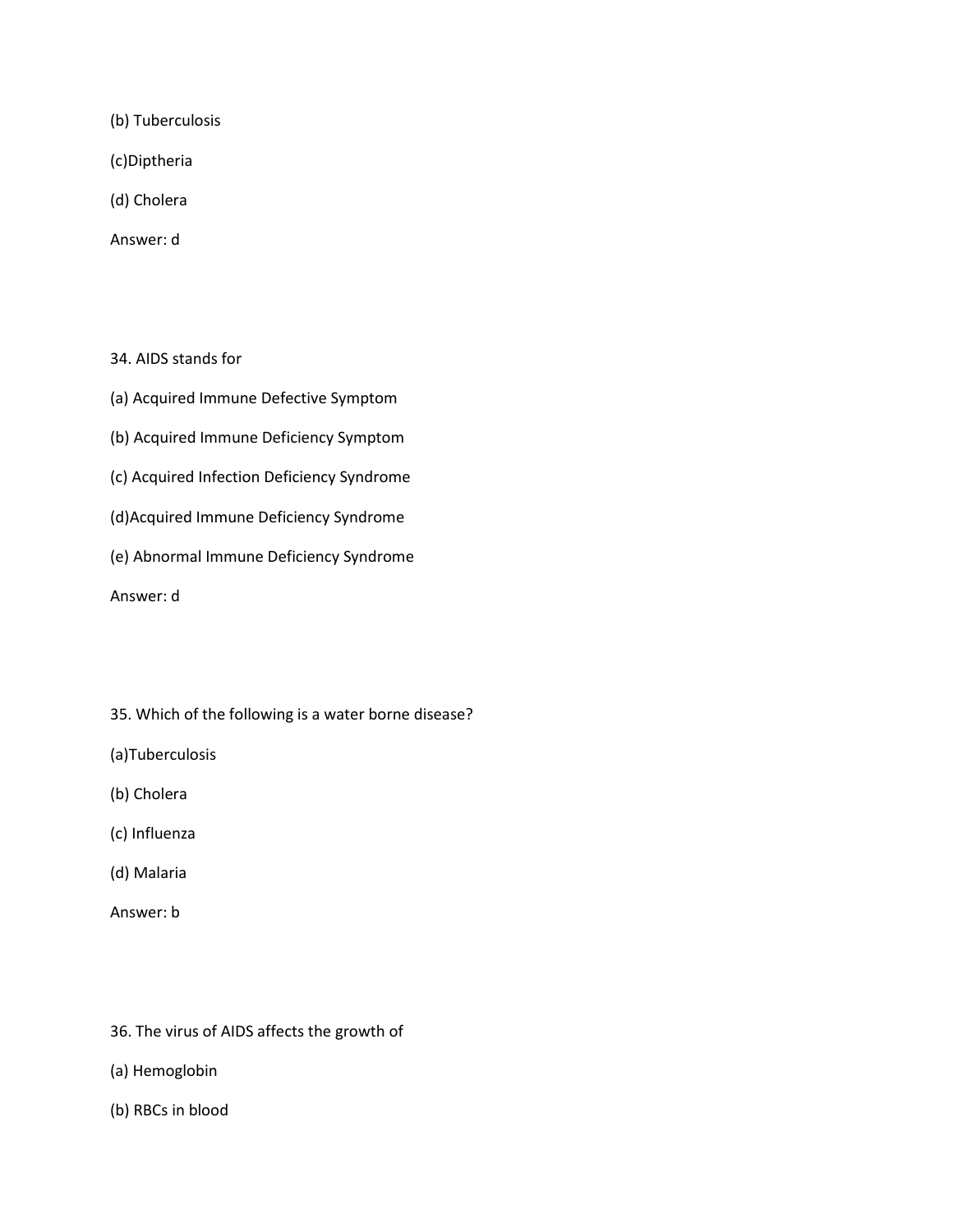(b) Tuberculosis

(c)Diptheria

(d) Cholera

Answer: d

34. AIDS stands for

(a) Acquired Immune Defective Symptom

(b) Acquired Immune Deficiency Symptom

(c) Acquired Infection Deficiency Syndrome

(d)Acquired Immune Deficiency Syndrome

(e) Abnormal Immune Deficiency Syndrome

Answer: d

35. Which of the following is a water borne disease?

(a)Tuberculosis

(b) Cholera

(c) Influenza

(d) Malaria

Answer: b

36. The virus of AIDS affects the growth of

(a) Hemoglobin

(b) RBCs in blood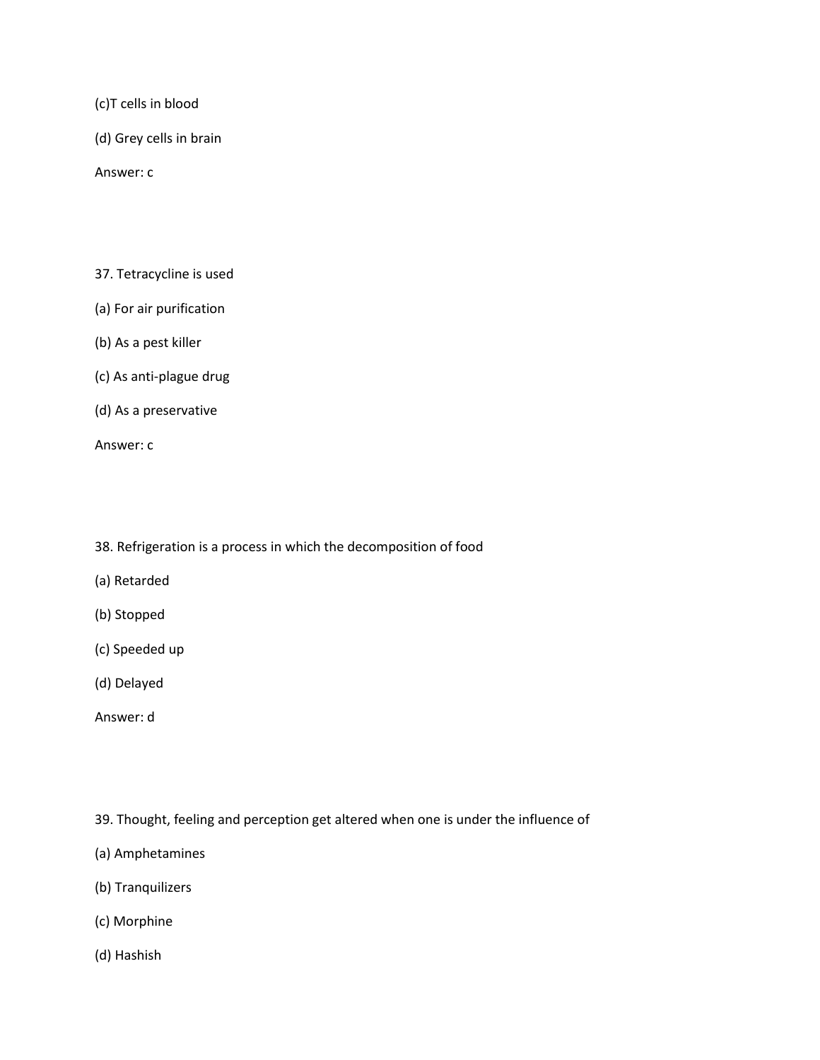(c)T cells in blood

(d) Grey cells in brain

Answer: c

37. Tetracycline is used

(a) For air purification

(b) As a pest killer

(c) As anti-plague drug

(d) As a preservative

Answer: c

38. Refrigeration is a process in which the decomposition of food

(a) Retarded

(b) Stopped

(c) Speeded up

(d) Delayed

Answer: d

39. Thought, feeling and perception get altered when one is under the influence of

(a) Amphetamines

(b) Tranquilizers

(c) Morphine

(d) Hashish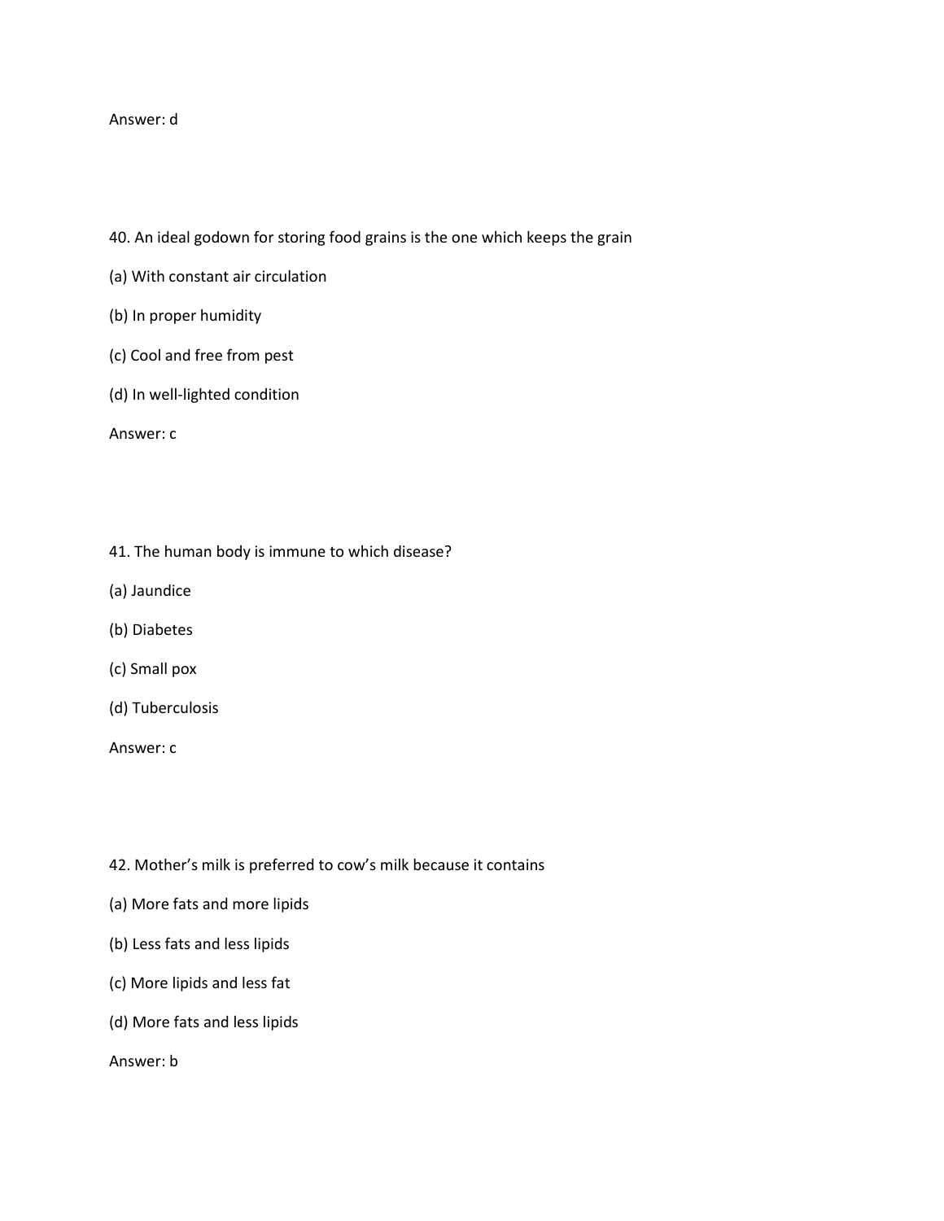Answer: d

40. An ideal godown for storing food grains is the one which keeps the grain

(a) With constant air circulation

(b) In proper humidity

(c) Cool and free from pest

(d) In well-lighted condition

Answer: c

41. The human body is immune to which disease?

(a) Jaundice

(b) Diabetes

(c) Small pox

(d) Tuberculosis

Answer: c

42. Mother's milk is preferred to cow's milk because it contains

(a) More fats and more lipids

(b) Less fats and less lipids

(c) More lipids and less fat

(d) More fats and less lipids

Answer: b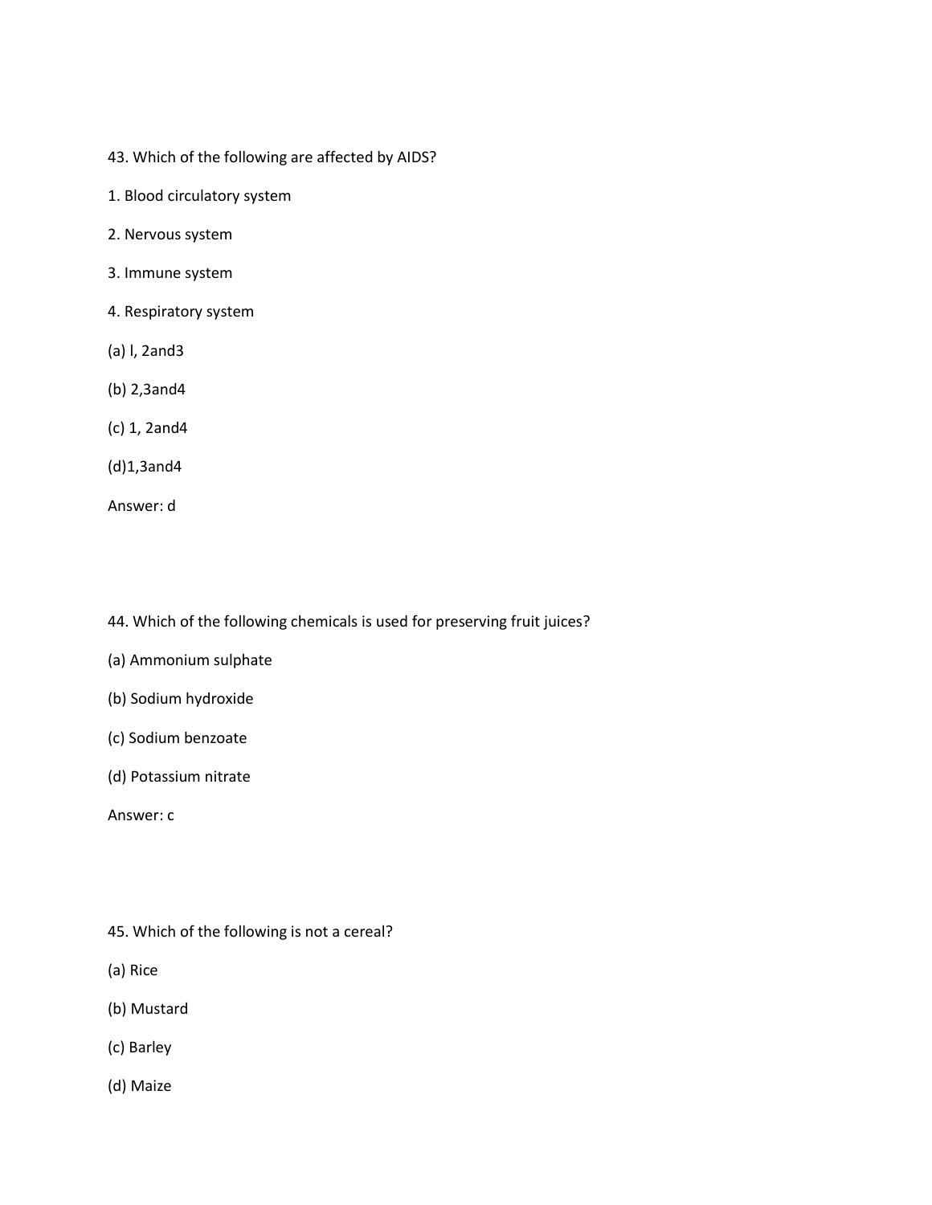43. Which of the following are affected by AIDS?

1. Blood circulatory system

2. Nervous system

3. Immune system

4. Respiratory system

(a) l, 2and3

(b) 2,3and4

(c) 1, 2and4

(d)1,3and4

Answer: d

44. Which of the following chemicals is used for preserving fruit juices?

(a) Ammonium sulphate

(b) Sodium hydroxide

(c) Sodium benzoate

(d) Potassium nitrate

Answer: c

45. Which of the following is not a cereal?

(a) Rice

(b) Mustard

(c) Barley

(d) Maize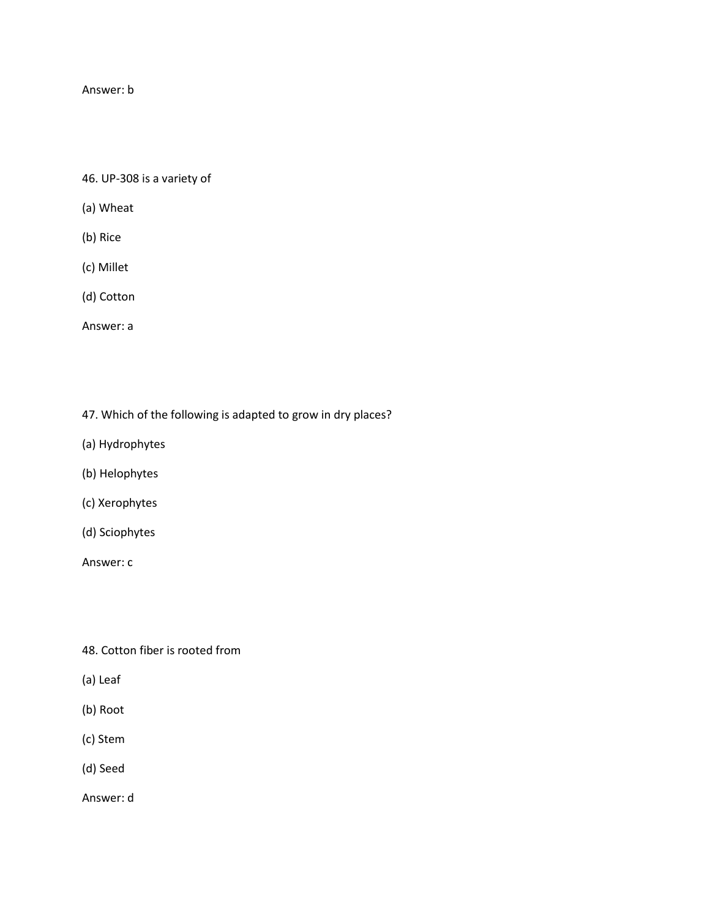Answer: b

46. UP-308 is a variety of

(a) Wheat

(b) Rice

(c) Millet

(d) Cotton

Answer: a

47. Which of the following is adapted to grow in dry places?

(a) Hydrophytes

(b) Helophytes

(c) Xerophytes

(d) Sciophytes

Answer: c

48. Cotton fiber is rooted from

(a) Leaf

(b) Root

(c) Stem

(d) Seed

Answer: d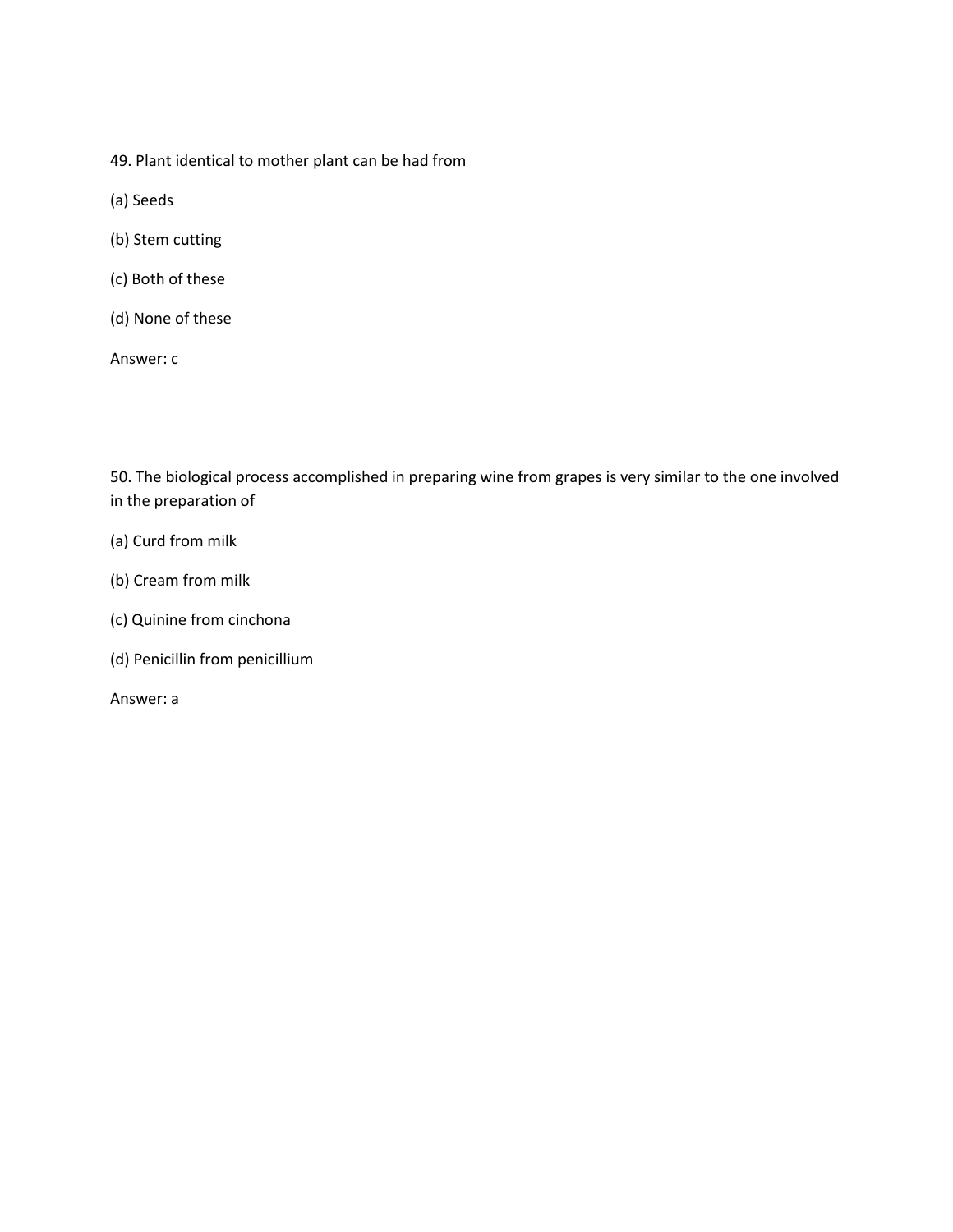49. Plant identical to mother plant can be had from

(a) Seeds

(b) Stem cutting

(c) Both of these

(d) None of these

Answer: c

50. The biological process accomplished in preparing wine from grapes is very similar to the one involved in the preparation of

(a) Curd from milk

(b) Cream from milk

(c) Quinine from cinchona

(d) Penicillin from penicillium

Answer: a